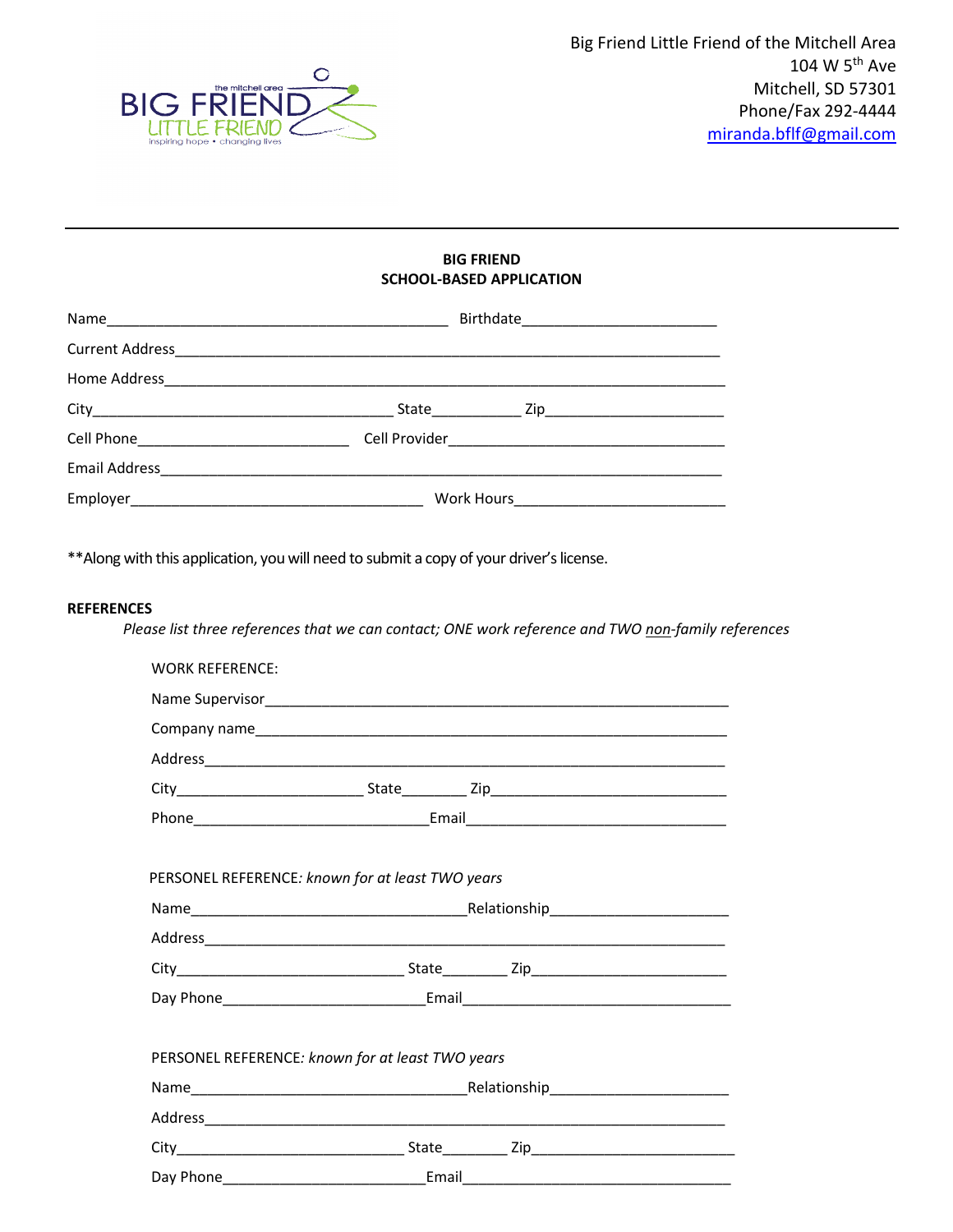Big Friend Little Friend of the Mitchell Area
104 W 5th Ave
Mitchell, SD 57301
Phone/Fax 292-4444
miranda.bflf@gmail.com

---

**BIG FRIEND**
**SCHOOL-BASED APPLICATION**

Name___________________________________________ Birthdate_________________________

Current Address______________________________________________________________________

Home Address_______________________________________________________________________

City______________________________________ State___________ Zip_______________________

Cell Phone___________________________ Cell Provider___________________________________

Email Address_______________________________________________________________________

Employer_____________________________________ Work Hours___________________________

**Along with this application, you will need to submit a copy of your driver's license.

**REFERENCES**

*Please list three references that we can contact; ONE work reference and TWO non-family references*

WORK REFERENCE:

Name Supervisor___________________________________________________________

Company name_____________________________________________________________

Address__________________________________________________________________

City________________________ State________ Zip_______________________________

Phone_____________________________Email_________________________________

PERSONEL REFERENCE: *known for at least TWO years*

Name___________________________________Relationship_______________________

Address__________________________________________________________________

City_____________________________ State________ Zip_________________________

Day Phone_________________________Email__________________________________

PERSONEL REFERENCE: *known for at least TWO years*

Name___________________________________Relationship_______________________

Address__________________________________________________________________

City_____________________________ State________ Zip__________________________

Day Phone_________________________Email__________________________________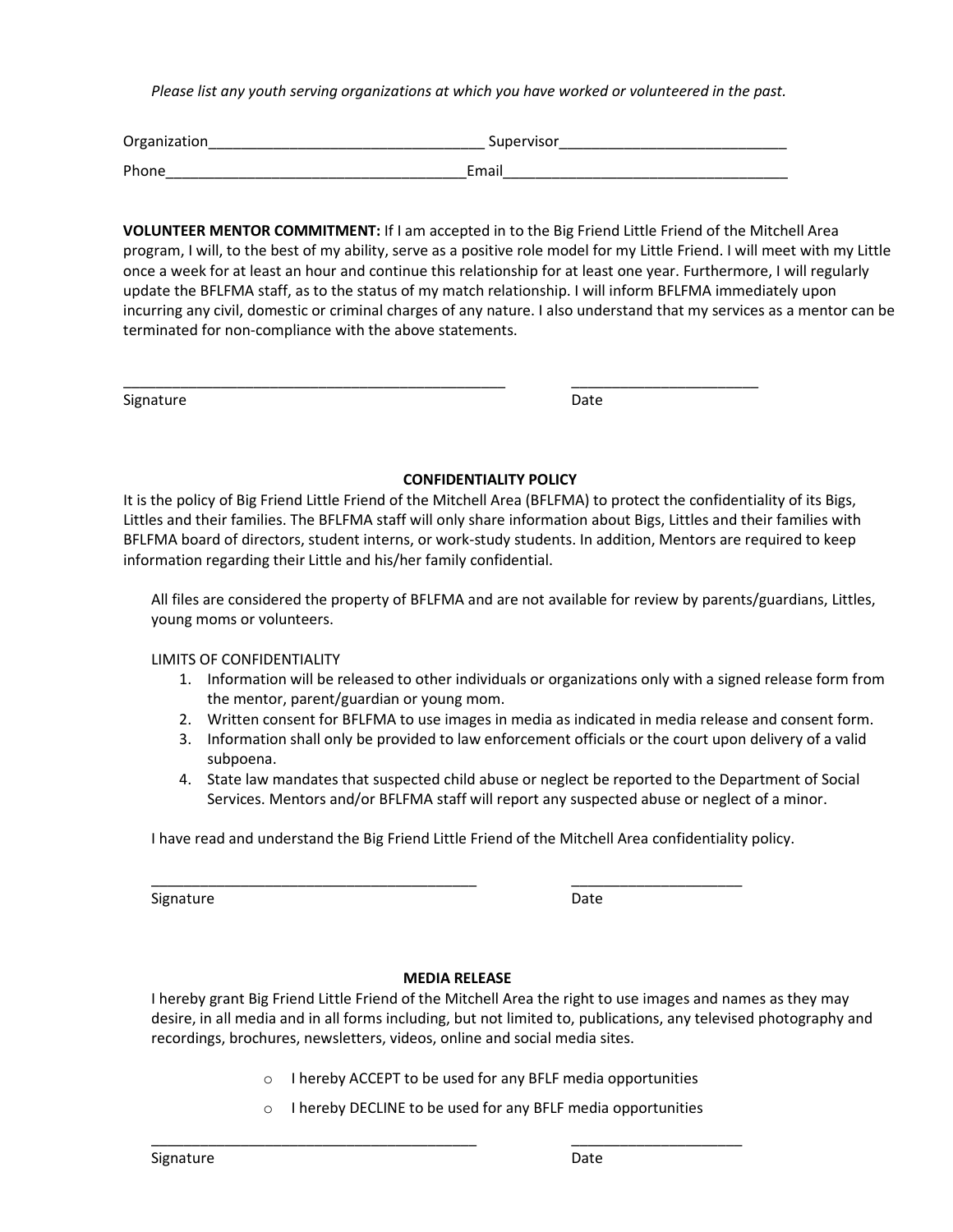*Please list any youth serving organizations at which you have worked or volunteered in the past.*

Organization__________________________________ Supervisor____________________________

Phone_____________________________________Email___________________________________

**VOLUNTEER MENTOR COMMITMENT:** If I am accepted in to the Big Friend Little Friend of the Mitchell Area program, I will, to the best of my ability, serve as a positive role model for my Little Friend. I will meet with my Little once a week for at least an hour and continue this relationship for at least one year. Furthermore, I will regularly update the BFLFMA staff, as to the status of my match relationship. I will inform BFLFMA immediately upon incurring any civil, domestic or criminal charges of any nature. I also understand that my services as a mentor can be terminated for non-compliance with the above statements.

_________________________________________________ ________________________

Signature Date

**CONFIDENTIALITY POLICY**

It is the policy of Big Friend Little Friend of the Mitchell Area (BFLFMA) to protect the confidentiality of its Bigs, Littles and their families. The BFLFMA staff will only share information about Bigs, Littles and their families with BFLFMA board of directors, student interns, or work-study students. In addition, Mentors are required to keep information regarding their Little and his/her family confidential.

All files are considered the property of BFLFMA and are not available for review by parents/guardians, Littles, young moms or volunteers.

LIMITS OF CONFIDENTIALITY

1. Information will be released to other individuals or organizations only with a signed release form from the mentor, parent/guardian or young mom.
2. Written consent for BFLFMA to use images in media as indicated in media release and consent form.
3. Information shall only be provided to law enforcement officials or the court upon delivery of a valid subpoena.
4. State law mandates that suspected child abuse or neglect be reported to the Department of Social Services. Mentors and/or BFLFMA staff will report any suspected abuse or neglect of a minor.

I have read and understand the Big Friend Little Friend of the Mitchell Area confidentiality policy.

_________________________________________ ______________________

Signature Date

**MEDIA RELEASE**

I hereby grant Big Friend Little Friend of the Mitchell Area the right to use images and names as they may desire, in all media and in all forms including, but not limited to, publications, any televised photography and recordings, brochures, newsletters, videos, online and social media sites.

- o I hereby ACCEPT to be used for any BFLF media opportunities
- o I hereby DECLINE to be used for any BFLF media opportunities

_________________________________________ ______________________

Signature Date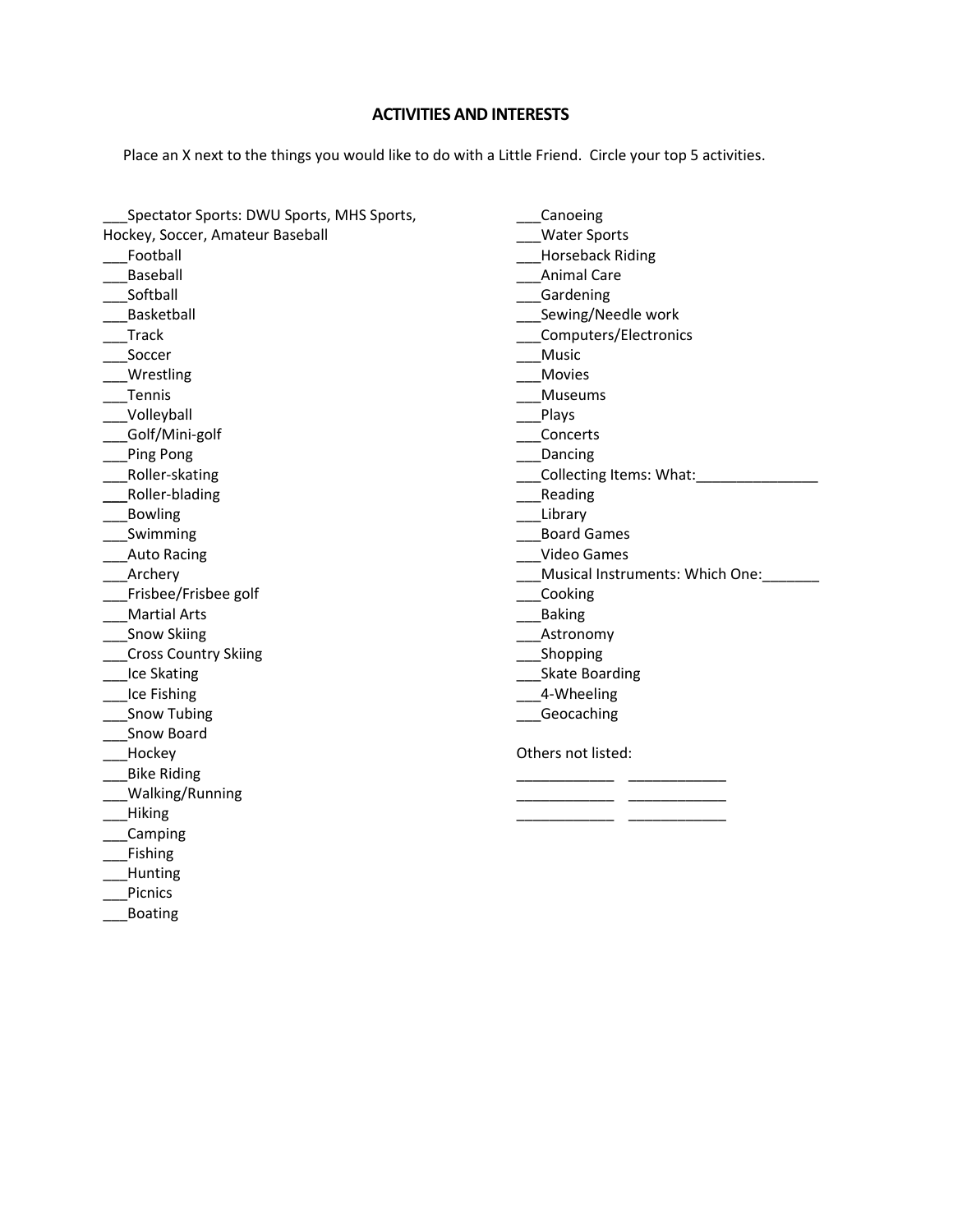## ACTIVITIES AND INTERESTS

Place an X next to the things you would like to do with a Little Friend. Circle your top 5 activities.

___Spectator Sports: DWU Sports, MHS Sports, Hockey, Soccer, Amateur Baseball
___Football
___Baseball
___Softball
___Basketball
___Track
___Soccer
___Wrestling
___Tennis
___Volleyball
___Golf/Mini-golf
___Ping Pong
___Roller-skating
___Roller-blading
___Bowling
___Swimming
___Auto Racing
___Archery
___Frisbee/Frisbee golf
___Martial Arts
___Snow Skiing
___Cross Country Skiing
___Ice Skating
___Ice Fishing
___Snow Tubing
___Snow Board
___Hockey
___Bike Riding
___Walking/Running
___Hiking
___Camping
___Fishing
___Hunting
___Picnics
___Boating
___Canoeing
___Water Sports
___Horseback Riding
___Animal Care
___Gardening
___Sewing/Needle work
___Computers/Electronics
___Music
___Movies
___Museums
___Plays
___Concerts
___Dancing
___Collecting Items: What:_______________
___Reading
___Library
___Board Games
___Video Games
___Musical Instruments: Which One:_______
___Cooking
___Baking
___Astronomy
___Shopping
___Skate Boarding
___4-Wheeling
___Geocaching

Others not listed:

____________ ____________
____________ ____________
____________ ____________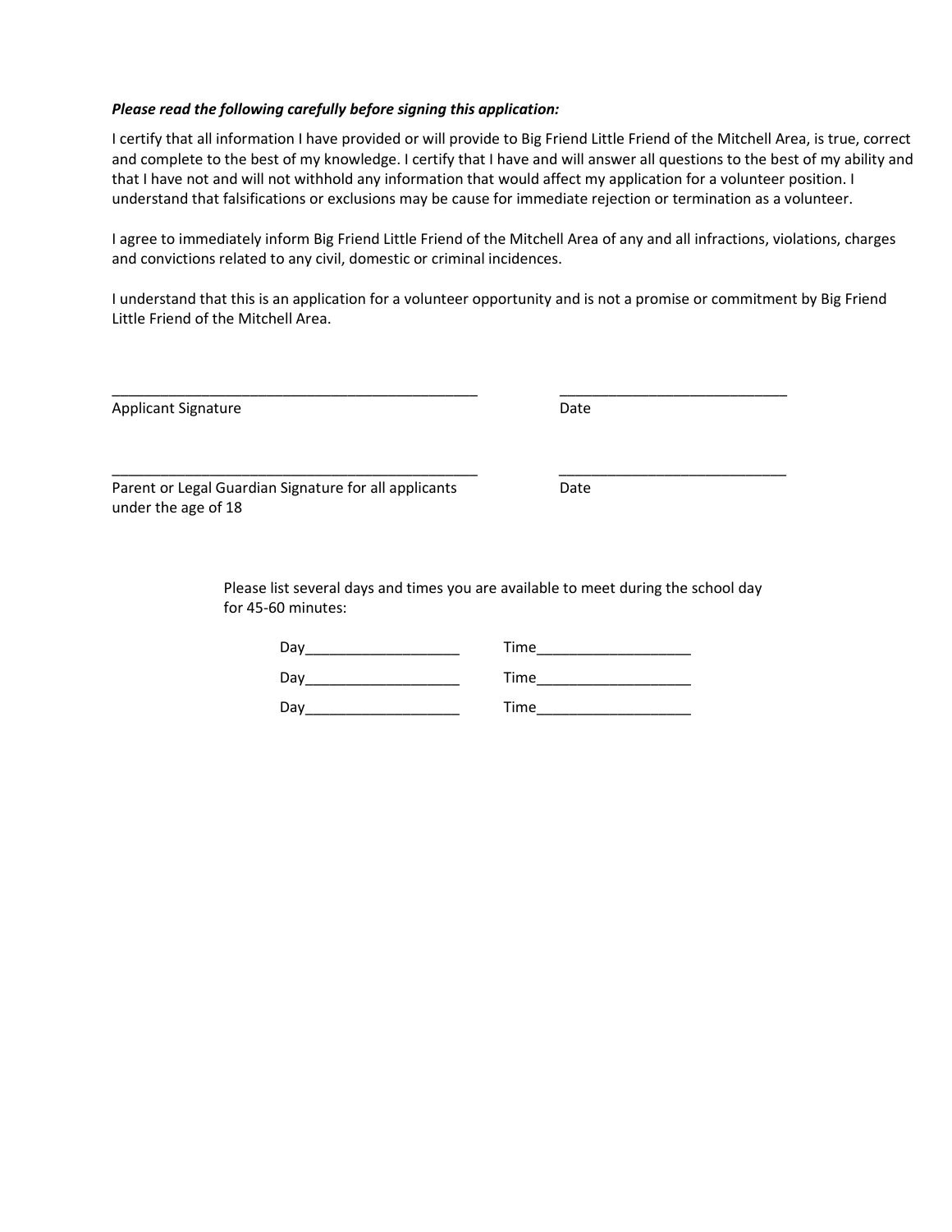***Please read the following carefully before signing this application:***

I certify that all information I have provided or will provide to Big Friend Little Friend of the Mitchell Area, is true, correct and complete to the best of my knowledge. I certify that I have and will answer all questions to the best of my ability and that I have not and will not withhold any information that would affect my application for a volunteer position. I understand that falsifications or exclusions may be cause for immediate rejection or termination as a volunteer.

I agree to immediately inform Big Friend Little Friend of the Mitchell Area of any and all infractions, violations, charges and convictions related to any civil, domestic or criminal incidences.

I understand that this is an application for a volunteer opportunity and is not a promise or commitment by Big Friend Little Friend of the Mitchell Area.

______________________________________________ ____________________________

Applicant Signature Date

______________________________________________ ____________________________

Parent or Legal Guardian Signature for all applicants under the age of 18 Date

Please list several days and times you are available to meet during the school day for 45-60 minutes:

Day___________________ Time___________________

Day___________________ Time___________________

Day___________________ Time___________________